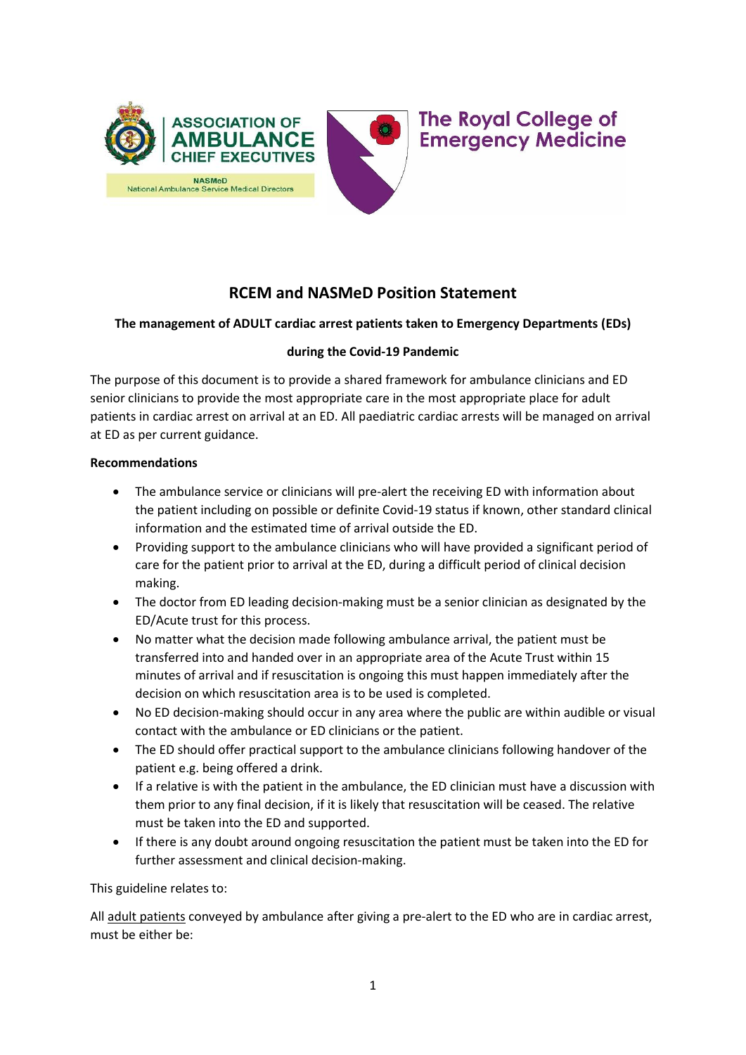# RCEM and NASMeD Position Statement

**The management of ADULT cardiac arrest patients taken to Emergency Departments (EDs) during the Covid-19 Pandemic**

The purpose of this document is to provide a shared framework for ambulance clinicians and ED senior clinicians to provide the most appropriate care in the most appropriate place for adult patients in cardiac arrest on arrival at an ED. All paediatric cardiac arrests will be managed on arrival at ED as per current guidance.

**Recommendations**

- The ambulance service or clinicians will pre-alert the receiving ED with information about the patient including on possible or definite Covid-19 status if known, other standard clinical information and the estimated time of arrival outside the ED.
- Providing support to the ambulance clinicians who will have provided a significant period of care for the patient prior to arrival at the ED, during a difficult period of clinical decision making.
- The doctor from ED leading decision-making must be a senior clinician as designated by the ED/Acute trust for this process.
- No matter what the decision made following ambulance arrival, the patient must be transferred into and handed over in an appropriate area of the Acute Trust within 15 minutes of arrival and if resuscitation is ongoing this must happen immediately after the decision on which resuscitation area is to be used is completed.
- No ED decision-making should occur in any area where the public are within audible or visual contact with the ambulance or ED clinicians or the patient.
- The ED should offer practical support to the ambulance clinicians following handover of the patient e.g. being offered a drink.
- If a relative is with the patient in the ambulance, the ED clinician must have a discussion with them prior to any final decision, if it is likely that resuscitation will be ceased. The relative must be taken into the ED and supported.
- If there is any doubt around ongoing resuscitation the patient must be taken into the ED for further assessment and clinical decision-making.

This guideline relates to:

All adult patients conveyed by ambulance after giving a pre-alert to the ED who are in cardiac arrest, must be either be: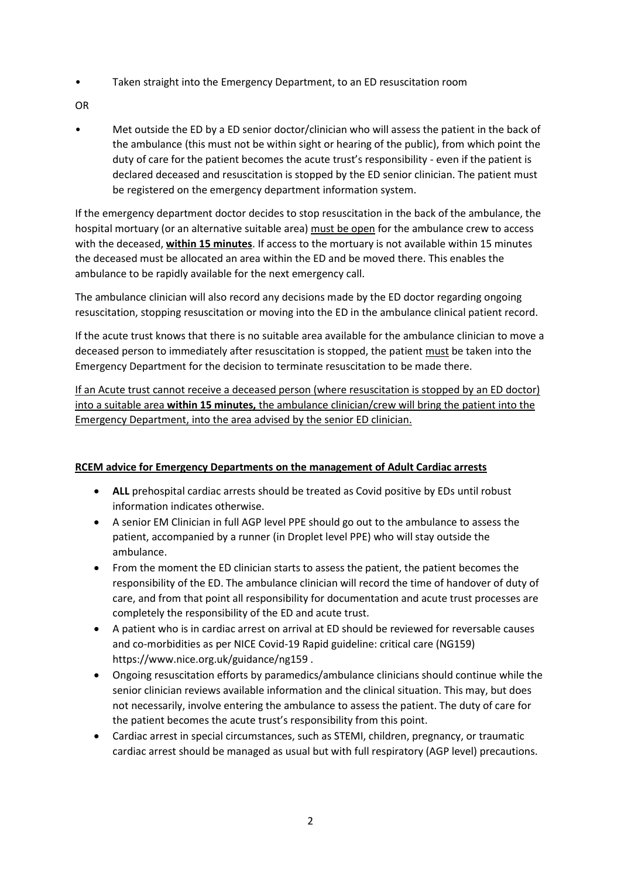- Taken straight into the Emergency Department, to an ED resuscitation room

OR

- Met outside the ED by a ED senior doctor/clinician who will assess the patient in the back of the ambulance (this must not be within sight or hearing of the public), from which point the duty of care for the patient becomes the acute trust's responsibility - even if the patient is declared deceased and resuscitation is stopped by the ED senior clinician. The patient must be registered on the emergency department information system.

If the emergency department doctor decides to stop resuscitation in the back of the ambulance, the hospital mortuary (or an alternative suitable area) <u>must be open</u> for the ambulance crew to access with the deceased, <u>**within 15 minutes**</u>. If access to the mortuary is not available within 15 minutes the deceased must be allocated an area within the ED and be moved there. This enables the ambulance to be rapidly available for the next emergency call.

The ambulance clinician will also record any decisions made by the ED doctor regarding ongoing resuscitation, stopping resuscitation or moving into the ED in the ambulance clinical patient record.

If the acute trust knows that there is no suitable area available for the ambulance clinician to move a deceased person to immediately after resuscitation is stopped, the patient <u>must</u> be taken into the Emergency Department for the decision to terminate resuscitation to be made there.

<u>If an Acute trust cannot receive a deceased person (where resuscitation is stopped by an ED doctor) into a suitable area **within 15 minutes,** the ambulance clinician/crew will bring the patient into the Emergency Department, into the area advised by the senior ED clinician.</u>

<u>**RCEM advice for Emergency Departments on the management of Adult Cardiac arrests**</u>

- **ALL** prehospital cardiac arrests should be treated as Covid positive by EDs until robust information indicates otherwise.
- A senior EM Clinician in full AGP level PPE should go out to the ambulance to assess the patient, accompanied by a runner (in Droplet level PPE) who will stay outside the ambulance.
- From the moment the ED clinician starts to assess the patient, the patient becomes the responsibility of the ED. The ambulance clinician will record the time of handover of duty of care, and from that point all responsibility for documentation and acute trust processes are completely the responsibility of the ED and acute trust.
- A patient who is in cardiac arrest on arrival at ED should be reviewed for reversable causes and co-morbidities as per NICE Covid-19 Rapid guideline: critical care (NG159) https://www.nice.org.uk/guidance/ng159 .
- Ongoing resuscitation efforts by paramedics/ambulance clinicians should continue while the senior clinician reviews available information and the clinical situation. This may, but does not necessarily, involve entering the ambulance to assess the patient. The duty of care for the patient becomes the acute trust's responsibility from this point.
- Cardiac arrest in special circumstances, such as STEMI, children, pregnancy, or traumatic cardiac arrest should be managed as usual but with full respiratory (AGP level) precautions.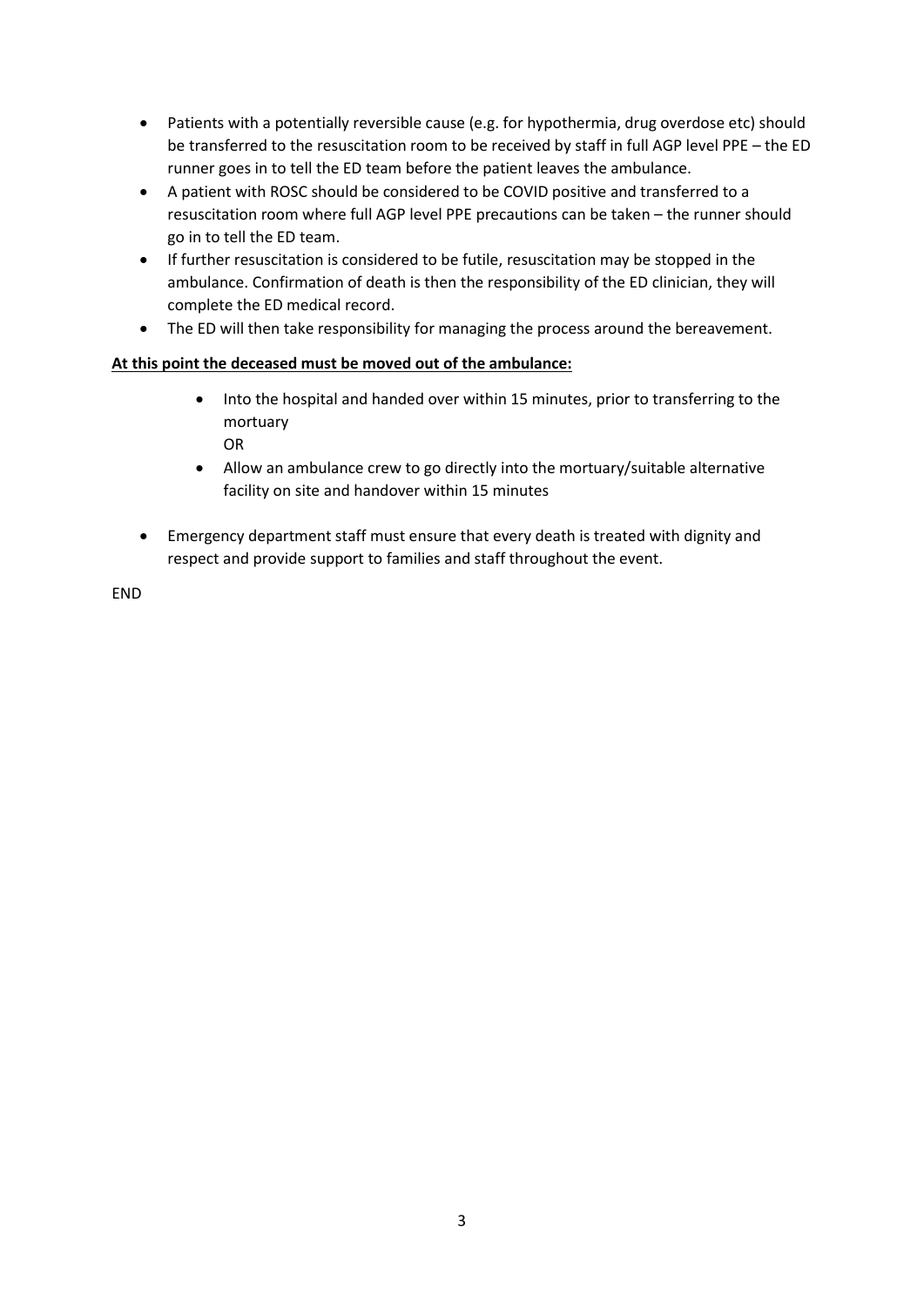- Patients with a potentially reversible cause (e.g. for hypothermia, drug overdose etc) should be transferred to the resuscitation room to be received by staff in full AGP level PPE – the ED runner goes in to tell the ED team before the patient leaves the ambulance.
- A patient with ROSC should be considered to be COVID positive and transferred to a resuscitation room where full AGP level PPE precautions can be taken – the runner should go in to tell the ED team.
- If further resuscitation is considered to be futile, resuscitation may be stopped in the ambulance. Confirmation of death is then the responsibility of the ED clinician, they will complete the ED medical record.
- The ED will then take responsibility for managing the process around the bereavement.

**At this point the deceased must be moved out of the ambulance:**

- Into the hospital and handed over within 15 minutes, prior to transferring to the mortuary
  OR
- Allow an ambulance crew to go directly into the mortuary/suitable alternative facility on site and handover within 15 minutes

- Emergency department staff must ensure that every death is treated with dignity and respect and provide support to families and staff throughout the event.

END